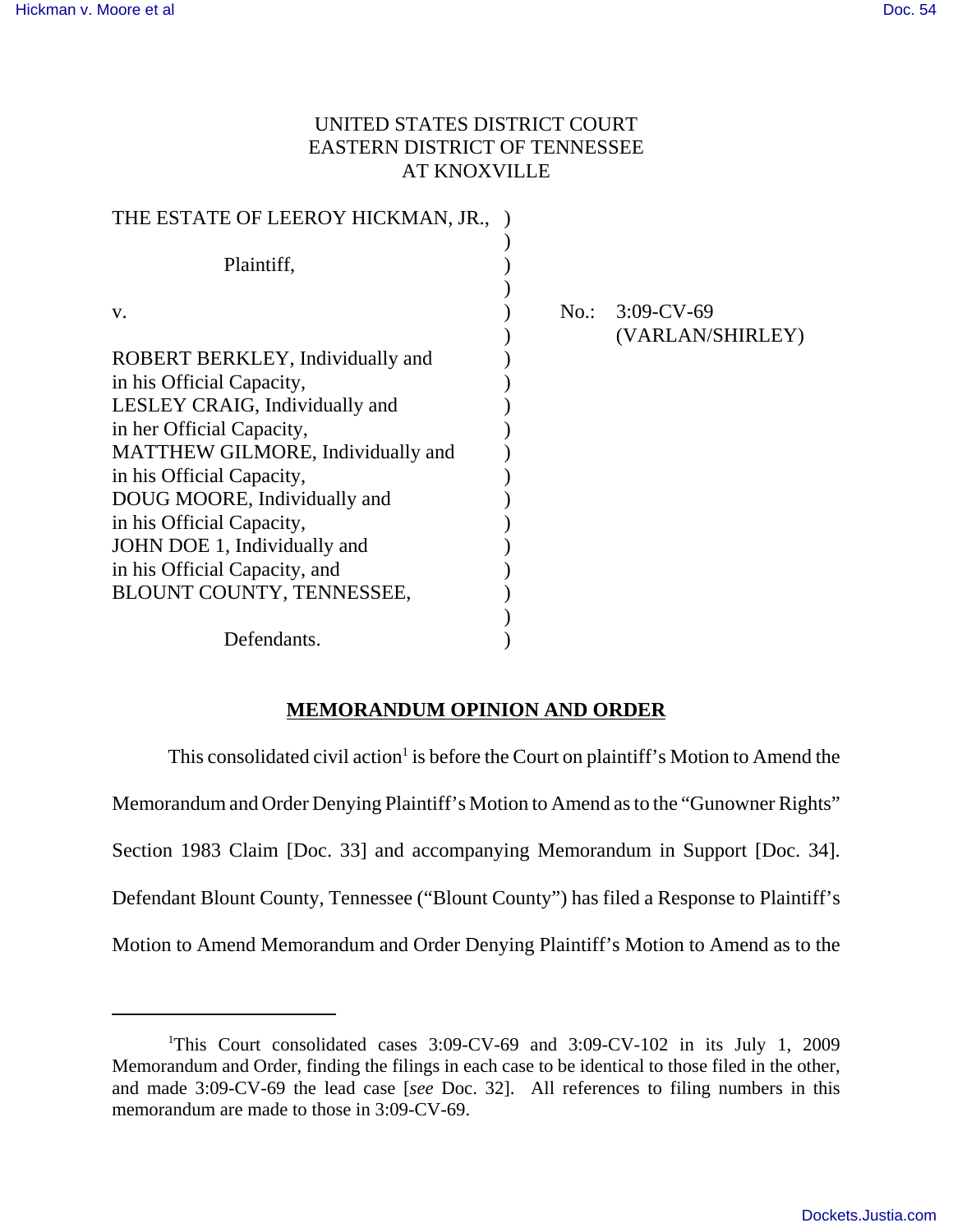UNITED STATES DISTRICT COURT
EASTERN DISTRICT OF TENNESSEE
AT KNOXVILLE

THE ESTATE OF LEEROY HICKMAN, JR.,

Plaintiff,

v.

ROBERT BERKLEY, Individually and in his Official Capacity,
LESLEY CRAIG, Individually and in her Official Capacity,
MATTHEW GILMORE, Individually and in his Official Capacity,
DOUG MOORE, Individually and in his Official Capacity,
JOHN DOE 1, Individually and in his Official Capacity, and
BLOUNT COUNTY, TENNESSEE,

Defendants.

No.: 3:09-CV-69
(VARLAN/SHIRLEY)

## MEMORANDUM OPINION AND ORDER

This consolidated civil action[1] is before the Court on plaintiff's Motion to Amend the Memorandum and Order Denying Plaintiff's Motion to Amend as to the "Gunowner Rights" Section 1983 Claim [Doc. 33] and accompanying Memorandum in Support [Doc. 34]. Defendant Blount County, Tennessee ("Blount County") has filed a Response to Plaintiff's Motion to Amend Memorandum and Order Denying Plaintiff's Motion to Amend as to the

---

[1]This Court consolidated cases 3:09-CV-69 and 3:09-CV-102 in its July 1, 2009 Memorandum and Order, finding the filings in each case to be identical to those filed in the other, and made 3:09-CV-69 the lead case [*see* Doc. 32]. All references to filing numbers in this memorandum are made to those in 3:09-CV-69.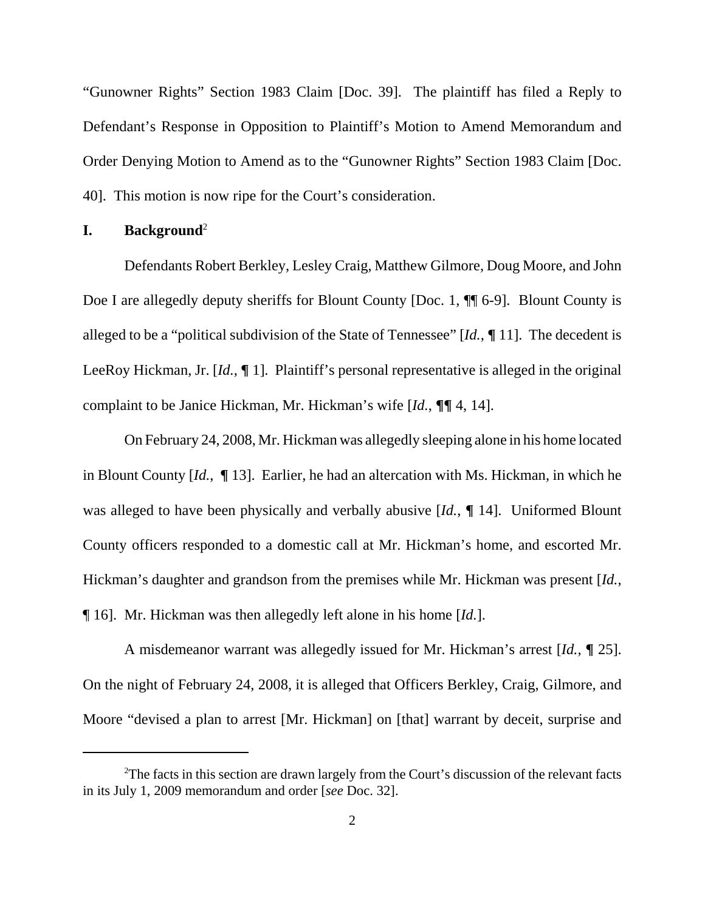"Gunowner Rights" Section 1983 Claim [Doc. 39]. The plaintiff has filed a Reply to Defendant's Response in Opposition to Plaintiff's Motion to Amend Memorandum and Order Denying Motion to Amend as to the "Gunowner Rights" Section 1983 Claim [Doc. 40]. This motion is now ripe for the Court's consideration.

## I. Background[2]

Defendants Robert Berkley, Lesley Craig, Matthew Gilmore, Doug Moore, and John Doe I are allegedly deputy sheriffs for Blount County [Doc. 1, ¶¶ 6-9]. Blount County is alleged to be a "political subdivision of the State of Tennessee" [*Id.*, ¶ 11]. The decedent is LeeRoy Hickman, Jr. [*Id.*, ¶ 1]. Plaintiff's personal representative is alleged in the original complaint to be Janice Hickman, Mr. Hickman's wife [*Id.*, ¶¶ 4, 14].

On February 24, 2008, Mr. Hickman was allegedly sleeping alone in his home located in Blount County [*Id.*, ¶ 13]. Earlier, he had an altercation with Ms. Hickman, in which he was alleged to have been physically and verbally abusive [*Id.*, ¶ 14]. Uniformed Blount County officers responded to a domestic call at Mr. Hickman's home, and escorted Mr. Hickman's daughter and grandson from the premises while Mr. Hickman was present [*Id.*, ¶ 16]. Mr. Hickman was then allegedly left alone in his home [*Id.*].

A misdemeanor warrant was allegedly issued for Mr. Hickman's arrest [*Id.*, ¶ 25]. On the night of February 24, 2008, it is alleged that Officers Berkley, Craig, Gilmore, and Moore "devised a plan to arrest [Mr. Hickman] on [that] warrant by deceit, surprise and

---

[2] The facts in this section are drawn largely from the Court's discussion of the relevant facts in its July 1, 2009 memorandum and order [*see* Doc. 32].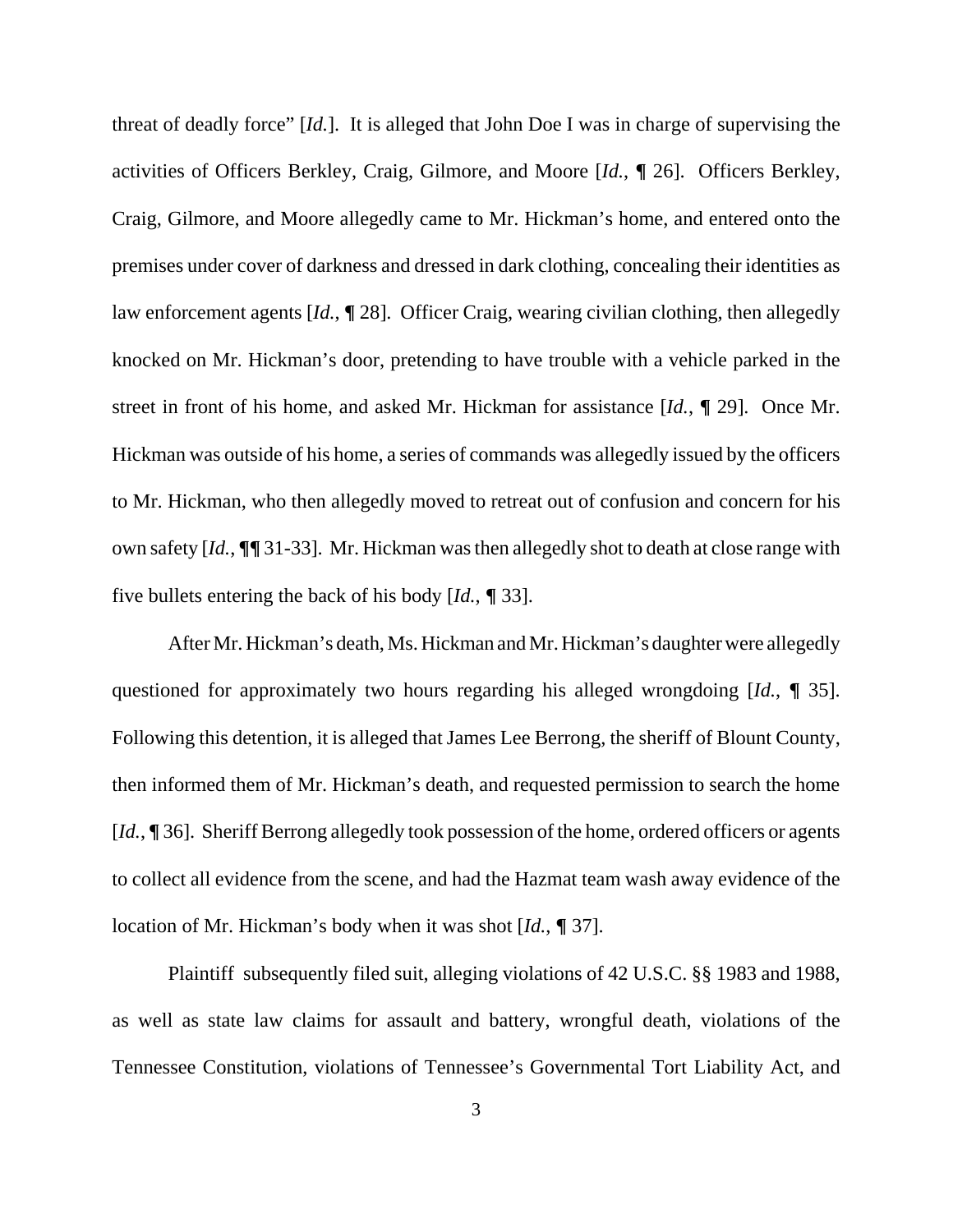threat of deadly force" [*Id.*]. It is alleged that John Doe I was in charge of supervising the activities of Officers Berkley, Craig, Gilmore, and Moore [*Id.*, ¶ 26]. Officers Berkley, Craig, Gilmore, and Moore allegedly came to Mr. Hickman's home, and entered onto the premises under cover of darkness and dressed in dark clothing, concealing their identities as law enforcement agents [*Id.*, ¶ 28]. Officer Craig, wearing civilian clothing, then allegedly knocked on Mr. Hickman's door, pretending to have trouble with a vehicle parked in the street in front of his home, and asked Mr. Hickman for assistance [*Id.*, ¶ 29]. Once Mr. Hickman was outside of his home, a series of commands was allegedly issued by the officers to Mr. Hickman, who then allegedly moved to retreat out of confusion and concern for his own safety [*Id.*, ¶¶ 31-33]. Mr. Hickman was then allegedly shot to death at close range with five bullets entering the back of his body [*Id.*, ¶ 33].

After Mr. Hickman's death, Ms. Hickman and Mr. Hickman's daughter were allegedly questioned for approximately two hours regarding his alleged wrongdoing [*Id.*, ¶ 35]. Following this detention, it is alleged that James Lee Berrong, the sheriff of Blount County, then informed them of Mr. Hickman's death, and requested permission to search the home [*Id.*, ¶ 36]. Sheriff Berrong allegedly took possession of the home, ordered officers or agents to collect all evidence from the scene, and had the Hazmat team wash away evidence of the location of Mr. Hickman's body when it was shot [*Id.*, ¶ 37].

Plaintiff subsequently filed suit, alleging violations of 42 U.S.C. §§ 1983 and 1988, as well as state law claims for assault and battery, wrongful death, violations of the Tennessee Constitution, violations of Tennessee's Governmental Tort Liability Act, and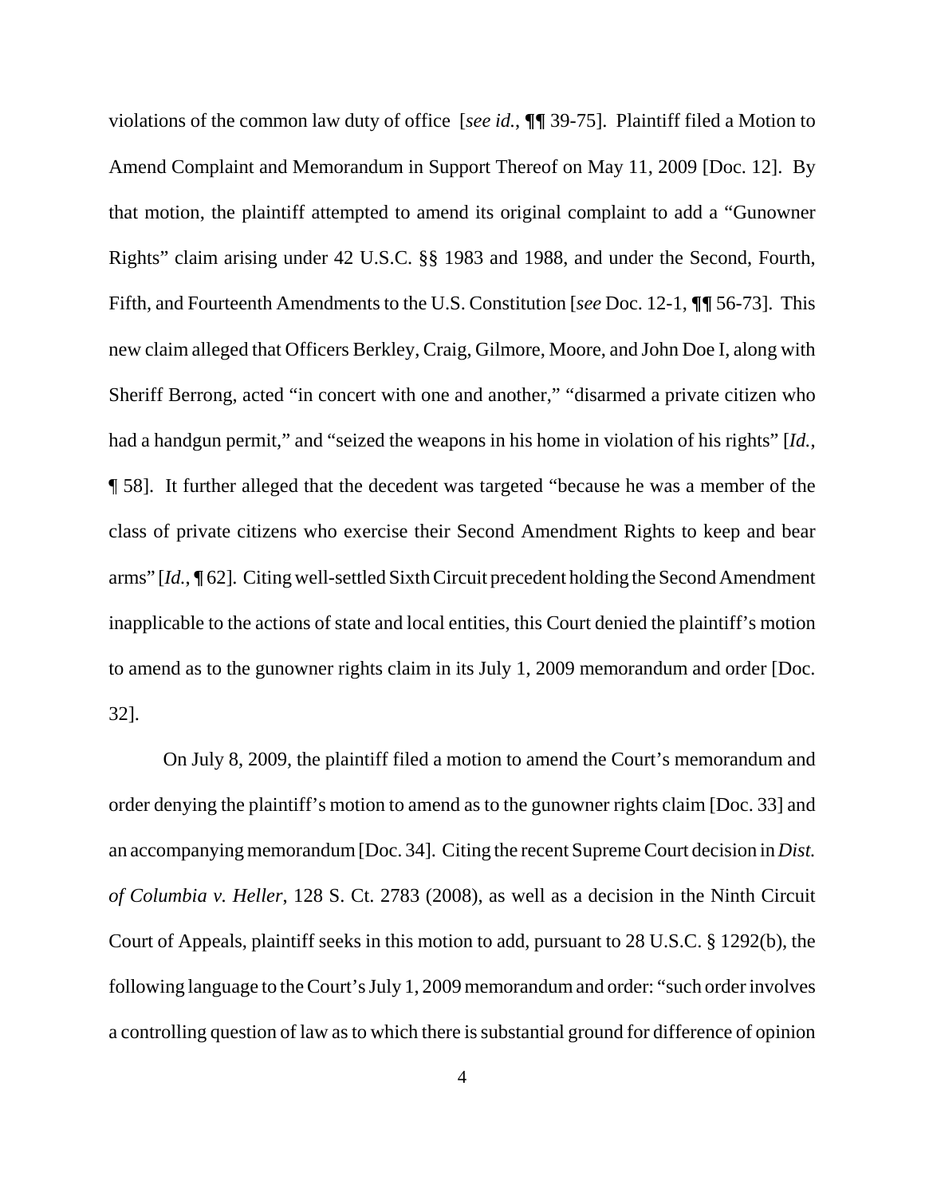violations of the common law duty of office [*see id.*, ¶¶ 39-75]. Plaintiff filed a Motion to Amend Complaint and Memorandum in Support Thereof on May 11, 2009 [Doc. 12]. By that motion, the plaintiff attempted to amend its original complaint to add a "Gunowner Rights" claim arising under 42 U.S.C. §§ 1983 and 1988, and under the Second, Fourth, Fifth, and Fourteenth Amendments to the U.S. Constitution [*see* Doc. 12-1, ¶¶ 56-73]. This new claim alleged that Officers Berkley, Craig, Gilmore, Moore, and John Doe I, along with Sheriff Berrong, acted "in concert with one and another," "disarmed a private citizen who had a handgun permit," and "seized the weapons in his home in violation of his rights" [*Id.*, ¶ 58]. It further alleged that the decedent was targeted "because he was a member of the class of private citizens who exercise their Second Amendment Rights to keep and bear arms" [*Id.*, ¶ 62]. Citing well-settled Sixth Circuit precedent holding the Second Amendment inapplicable to the actions of state and local entities, this Court denied the plaintiff's motion to amend as to the gunowner rights claim in its July 1, 2009 memorandum and order [Doc. 32].

On July 8, 2009, the plaintiff filed a motion to amend the Court's memorandum and order denying the plaintiff's motion to amend as to the gunowner rights claim [Doc. 33] and an accompanying memorandum [Doc. 34]. Citing the recent Supreme Court decision in *Dist. of Columbia v. Heller*, 128 S. Ct. 2783 (2008), as well as a decision in the Ninth Circuit Court of Appeals, plaintiff seeks in this motion to add, pursuant to 28 U.S.C. § 1292(b), the following language to the Court's July 1, 2009 memorandum and order: "such order involves a controlling question of law as to which there is substantial ground for difference of opinion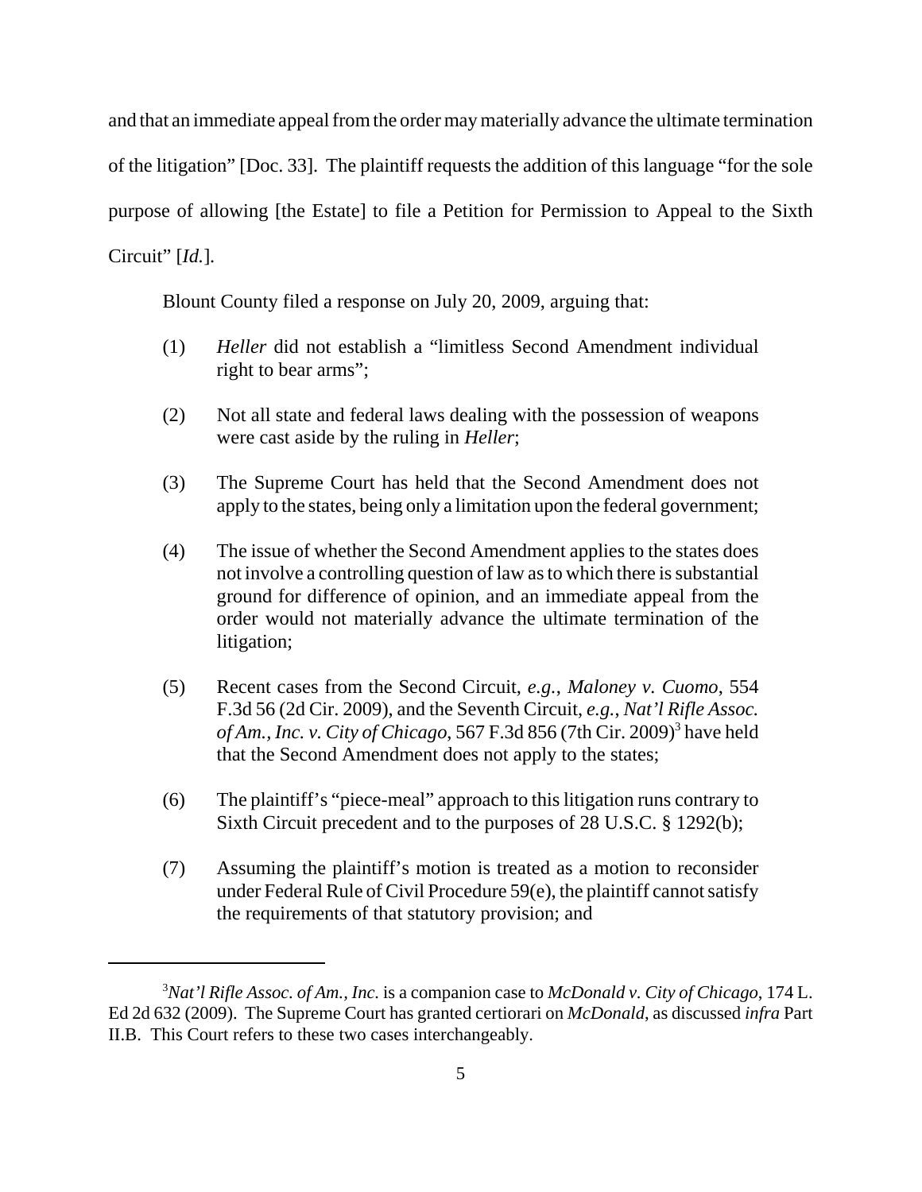and that an immediate appeal from the order may materially advance the ultimate termination of the litigation" [Doc. 33]. The plaintiff requests the addition of this language "for the sole purpose of allowing [the Estate] to file a Petition for Permission to Appeal to the Sixth Circuit" [*Id.*].

Blount County filed a response on July 20, 2009, arguing that:

(1) *Heller* did not establish a "limitless Second Amendment individual right to bear arms";

(2) Not all state and federal laws dealing with the possession of weapons were cast aside by the ruling in *Heller*;

(3) The Supreme Court has held that the Second Amendment does not apply to the states, being only a limitation upon the federal government;

(4) The issue of whether the Second Amendment applies to the states does not involve a controlling question of law as to which there is substantial ground for difference of opinion, and an immediate appeal from the order would not materially advance the ultimate termination of the litigation;

(5) Recent cases from the Second Circuit, *e.g.*, *Maloney v. Cuomo*, 554 F.3d 56 (2d Cir. 2009), and the Seventh Circuit, *e.g.*, *Nat'l Rifle Assoc. of Am., Inc. v. City of Chicago*, 567 F.3d 856 (7th Cir. 2009)[3] have held that the Second Amendment does not apply to the states;

(6) The plaintiff's "piece-meal" approach to this litigation runs contrary to Sixth Circuit precedent and to the purposes of 28 U.S.C. § 1292(b);

(7) Assuming the plaintiff's motion is treated as a motion to reconsider under Federal Rule of Civil Procedure 59(e), the plaintiff cannot satisfy the requirements of that statutory provision; and

---

[3]*Nat'l Rifle Assoc. of Am., Inc.* is a companion case to *McDonald v. City of Chicago*, 174 L. Ed 2d 632 (2009). The Supreme Court has granted certiorari on *McDonald*, as discussed *infra* Part II.B. This Court refers to these two cases interchangeably.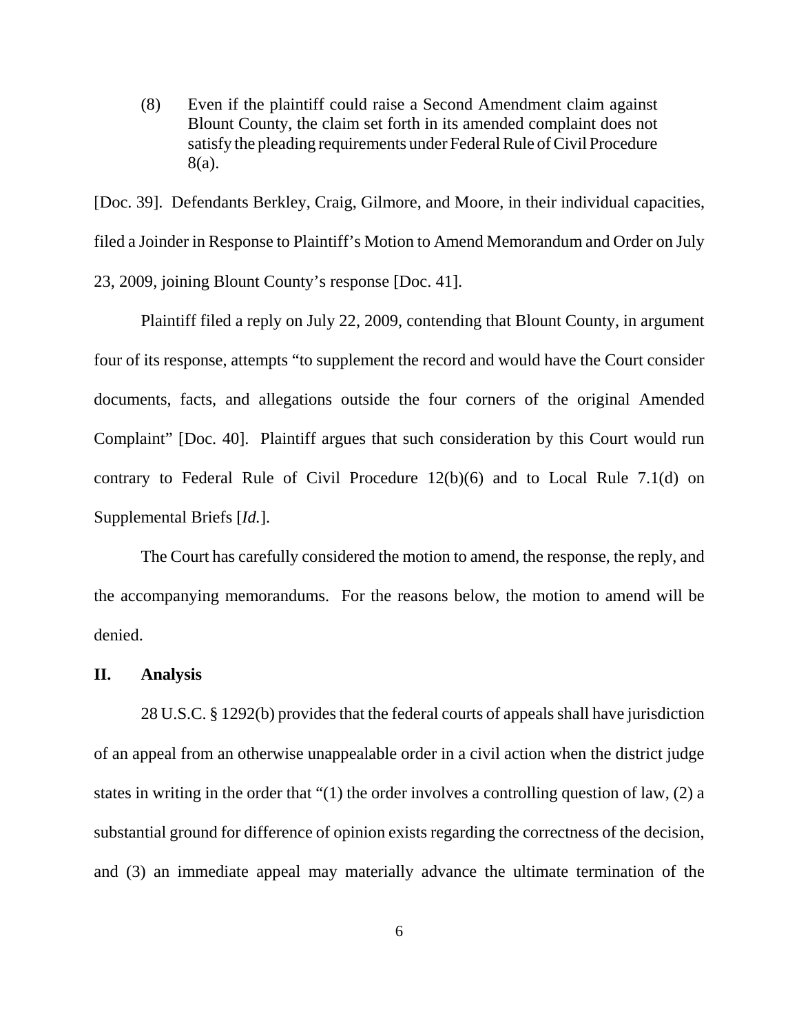(8) Even if the plaintiff could raise a Second Amendment claim against Blount County, the claim set forth in its amended complaint does not satisfy the pleading requirements under Federal Rule of Civil Procedure 8(a).

[Doc. 39]. Defendants Berkley, Craig, Gilmore, and Moore, in their individual capacities, filed a Joinder in Response to Plaintiff's Motion to Amend Memorandum and Order on July 23, 2009, joining Blount County's response [Doc. 41].

Plaintiff filed a reply on July 22, 2009, contending that Blount County, in argument four of its response, attempts "to supplement the record and would have the Court consider documents, facts, and allegations outside the four corners of the original Amended Complaint" [Doc. 40]. Plaintiff argues that such consideration by this Court would run contrary to Federal Rule of Civil Procedure 12(b)(6) and to Local Rule 7.1(d) on Supplemental Briefs [*Id.*].

The Court has carefully considered the motion to amend, the response, the reply, and the accompanying memorandums. For the reasons below, the motion to amend will be denied.

## II. Analysis

28 U.S.C. § 1292(b) provides that the federal courts of appeals shall have jurisdiction of an appeal from an otherwise unappealable order in a civil action when the district judge states in writing in the order that "(1) the order involves a controlling question of law, (2) a substantial ground for difference of opinion exists regarding the correctness of the decision, and (3) an immediate appeal may materially advance the ultimate termination of the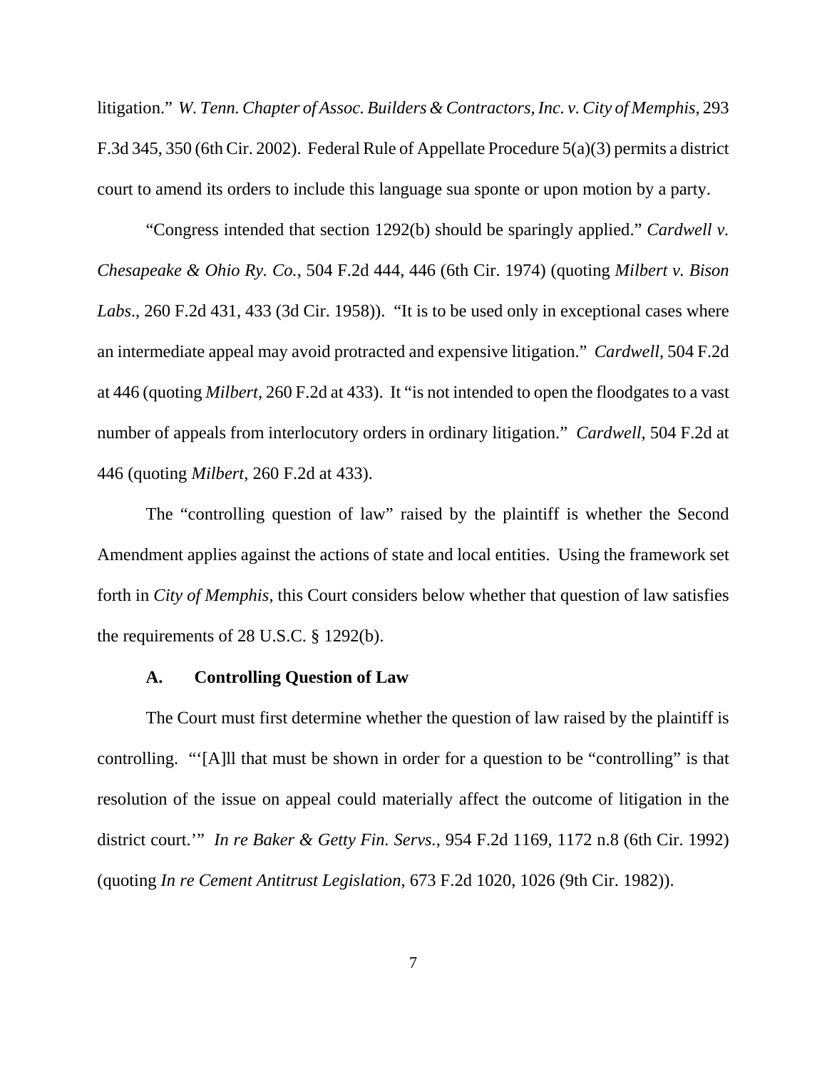litigation." *W. Tenn. Chapter of Assoc. Builders & Contractors, Inc. v. City of Memphis*, 293 F.3d 345, 350 (6th Cir. 2002). Federal Rule of Appellate Procedure 5(a)(3) permits a district court to amend its orders to include this language sua sponte or upon motion by a party.

"Congress intended that section 1292(b) should be sparingly applied." *Cardwell v. Chesapeake & Ohio Ry. Co.*, 504 F.2d 444, 446 (6th Cir. 1974) (quoting *Milbert v. Bison Labs*., 260 F.2d 431, 433 (3d Cir. 1958)). "It is to be used only in exceptional cases where an intermediate appeal may avoid protracted and expensive litigation." *Cardwell*, 504 F.2d at 446 (quoting *Milbert*, 260 F.2d at 433). It "is not intended to open the floodgates to a vast number of appeals from interlocutory orders in ordinary litigation." *Cardwell*, 504 F.2d at 446 (quoting *Milbert*, 260 F.2d at 433).

The "controlling question of law" raised by the plaintiff is whether the Second Amendment applies against the actions of state and local entities. Using the framework set forth in *City of Memphis*, this Court considers below whether that question of law satisfies the requirements of 28 U.S.C. § 1292(b).

### A. Controlling Question of Law

The Court must first determine whether the question of law raised by the plaintiff is controlling. "'[A]ll that must be shown in order for a question to be "controlling" is that resolution of the issue on appeal could materially affect the outcome of litigation in the district court.'" *In re Baker & Getty Fin. Servs.*, 954 F.2d 1169, 1172 n.8 (6th Cir. 1992) (quoting *In re Cement Antitrust Legislation*, 673 F.2d 1020, 1026 (9th Cir. 1982)).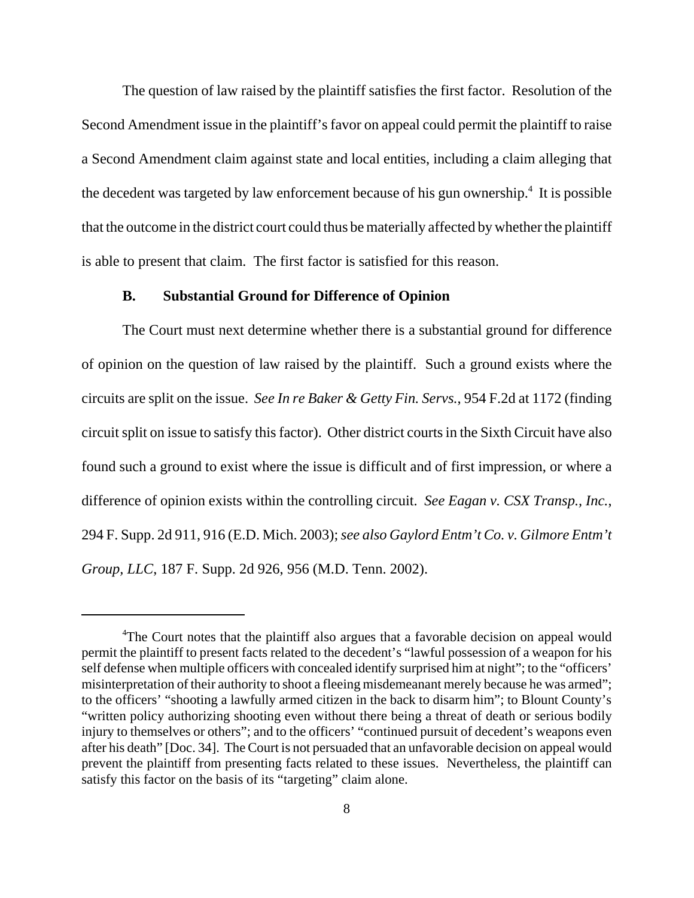The question of law raised by the plaintiff satisfies the first factor. Resolution of the Second Amendment issue in the plaintiff's favor on appeal could permit the plaintiff to raise a Second Amendment claim against state and local entities, including a claim alleging that the decedent was targeted by law enforcement because of his gun ownership.[4] It is possible that the outcome in the district court could thus be materially affected by whether the plaintiff is able to present that claim. The first factor is satisfied for this reason.

### B. Substantial Ground for Difference of Opinion

The Court must next determine whether there is a substantial ground for difference of opinion on the question of law raised by the plaintiff. Such a ground exists where the circuits are split on the issue. *See In re Baker & Getty Fin. Servs.*, 954 F.2d at 1172 (finding circuit split on issue to satisfy this factor). Other district courts in the Sixth Circuit have also found such a ground to exist where the issue is difficult and of first impression, or where a difference of opinion exists within the controlling circuit. *See Eagan v. CSX Transp., Inc.*, 294 F. Supp. 2d 911, 916 (E.D. Mich. 2003); *see also Gaylord Entm't Co. v. Gilmore Entm't Group, LLC*, 187 F. Supp. 2d 926, 956 (M.D. Tenn. 2002).

---

[4]The Court notes that the plaintiff also argues that a favorable decision on appeal would permit the plaintiff to present facts related to the decedent's "lawful possession of a weapon for his self defense when multiple officers with concealed identify surprised him at night"; to the "officers' misinterpretation of their authority to shoot a fleeing misdemeanant merely because he was armed"; to the officers' "shooting a lawfully armed citizen in the back to disarm him"; to Blount County's "written policy authorizing shooting even without there being a threat of death or serious bodily injury to themselves or others"; and to the officers' "continued pursuit of decedent's weapons even after his death" [Doc. 34]. The Court is not persuaded that an unfavorable decision on appeal would prevent the plaintiff from presenting facts related to these issues. Nevertheless, the plaintiff can satisfy this factor on the basis of its "targeting" claim alone.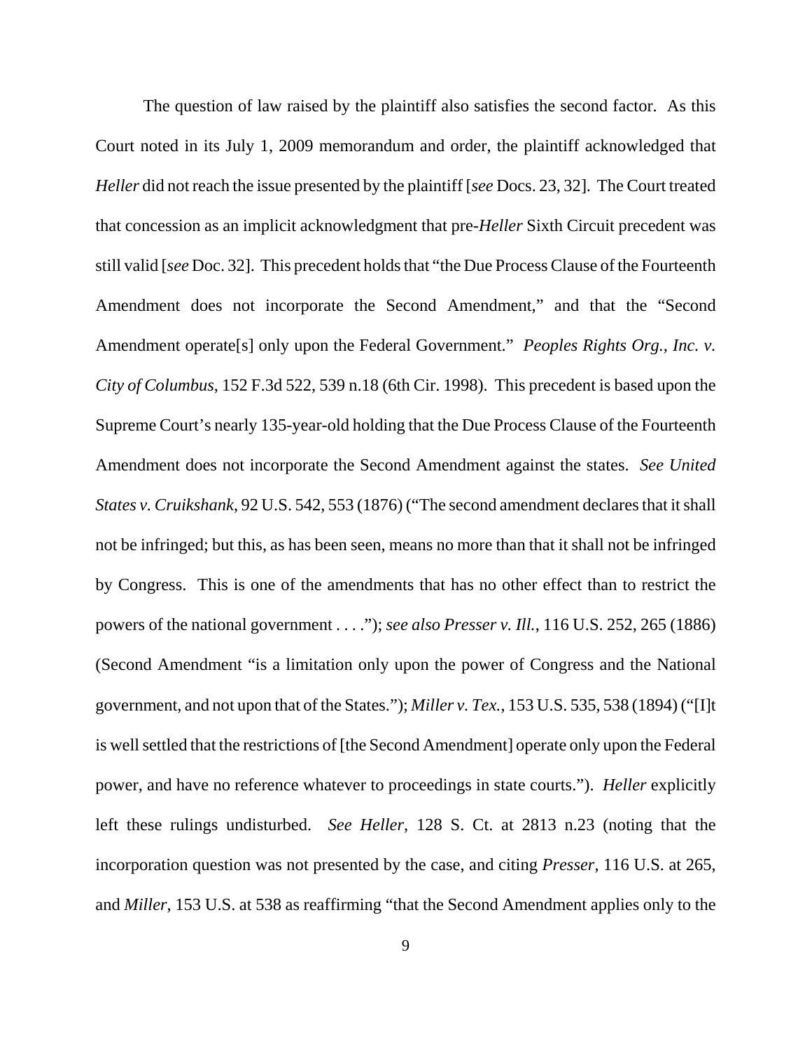The question of law raised by the plaintiff also satisfies the second factor. As this Court noted in its July 1, 2009 memorandum and order, the plaintiff acknowledged that *Heller* did not reach the issue presented by the plaintiff [*see* Docs. 23, 32]. The Court treated that concession as an implicit acknowledgment that pre-*Heller* Sixth Circuit precedent was still valid [*see* Doc. 32]. This precedent holds that "the Due Process Clause of the Fourteenth Amendment does not incorporate the Second Amendment," and that the "Second Amendment operate[s] only upon the Federal Government." *Peoples Rights Org., Inc. v. City of Columbus*, 152 F.3d 522, 539 n.18 (6th Cir. 1998). This precedent is based upon the Supreme Court's nearly 135-year-old holding that the Due Process Clause of the Fourteenth Amendment does not incorporate the Second Amendment against the states. *See United States v. Cruikshank*, 92 U.S. 542, 553 (1876) ("The second amendment declares that it shall not be infringed; but this, as has been seen, means no more than that it shall not be infringed by Congress. This is one of the amendments that has no other effect than to restrict the powers of the national government . . . ."); *see also Presser v. Ill.*, 116 U.S. 252, 265 (1886) (Second Amendment "is a limitation only upon the power of Congress and the National government, and not upon that of the States."); *Miller v. Tex.*, 153 U.S. 535, 538 (1894) ("[I]t is well settled that the restrictions of [the Second Amendment] operate only upon the Federal power, and have no reference whatever to proceedings in state courts."). *Heller* explicitly left these rulings undisturbed. *See Heller*, 128 S. Ct. at 2813 n.23 (noting that the incorporation question was not presented by the case, and citing *Presser*, 116 U.S. at 265, and *Miller*, 153 U.S. at 538 as reaffirming "that the Second Amendment applies only to the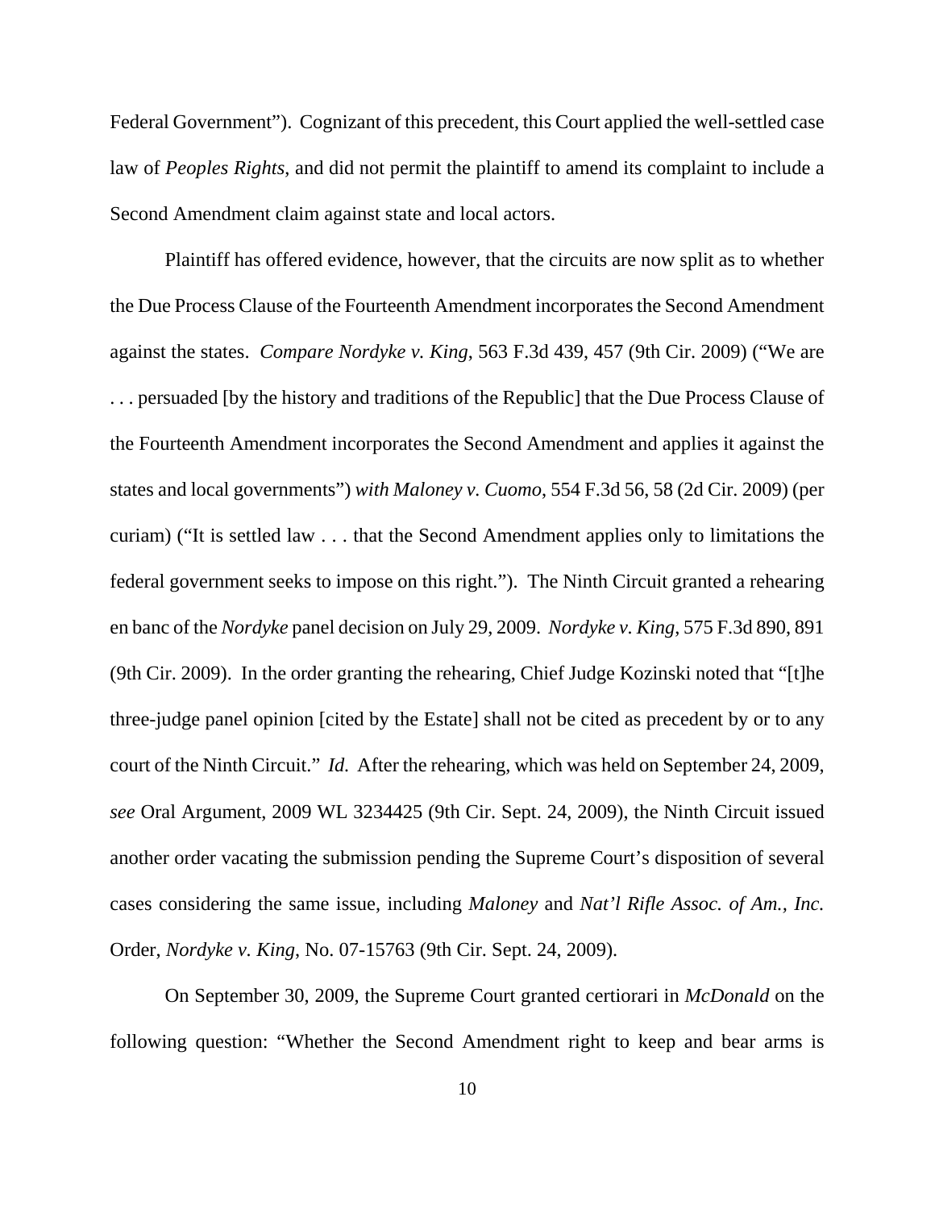Federal Government"). Cognizant of this precedent, this Court applied the well-settled case law of *Peoples Rights*, and did not permit the plaintiff to amend its complaint to include a Second Amendment claim against state and local actors.

Plaintiff has offered evidence, however, that the circuits are now split as to whether the Due Process Clause of the Fourteenth Amendment incorporates the Second Amendment against the states. *Compare Nordyke v. King*, 563 F.3d 439, 457 (9th Cir. 2009) ("We are . . . persuaded [by the history and traditions of the Republic] that the Due Process Clause of the Fourteenth Amendment incorporates the Second Amendment and applies it against the states and local governments") *with Maloney v. Cuomo*, 554 F.3d 56, 58 (2d Cir. 2009) (per curiam) ("It is settled law . . . that the Second Amendment applies only to limitations the federal government seeks to impose on this right."). The Ninth Circuit granted a rehearing en banc of the *Nordyke* panel decision on July 29, 2009. *Nordyke v. King*, 575 F.3d 890, 891 (9th Cir. 2009). In the order granting the rehearing, Chief Judge Kozinski noted that "[t]he three-judge panel opinion [cited by the Estate] shall not be cited as precedent by or to any court of the Ninth Circuit." *Id.* After the rehearing, which was held on September 24, 2009, *see* Oral Argument, 2009 WL 3234425 (9th Cir. Sept. 24, 2009), the Ninth Circuit issued another order vacating the submission pending the Supreme Court's disposition of several cases considering the same issue, including *Maloney* and *Nat'l Rifle Assoc. of Am., Inc.* Order, *Nordyke v. King*, No. 07-15763 (9th Cir. Sept. 24, 2009).

On September 30, 2009, the Supreme Court granted certiorari in *McDonald* on the following question: "Whether the Second Amendment right to keep and bear arms is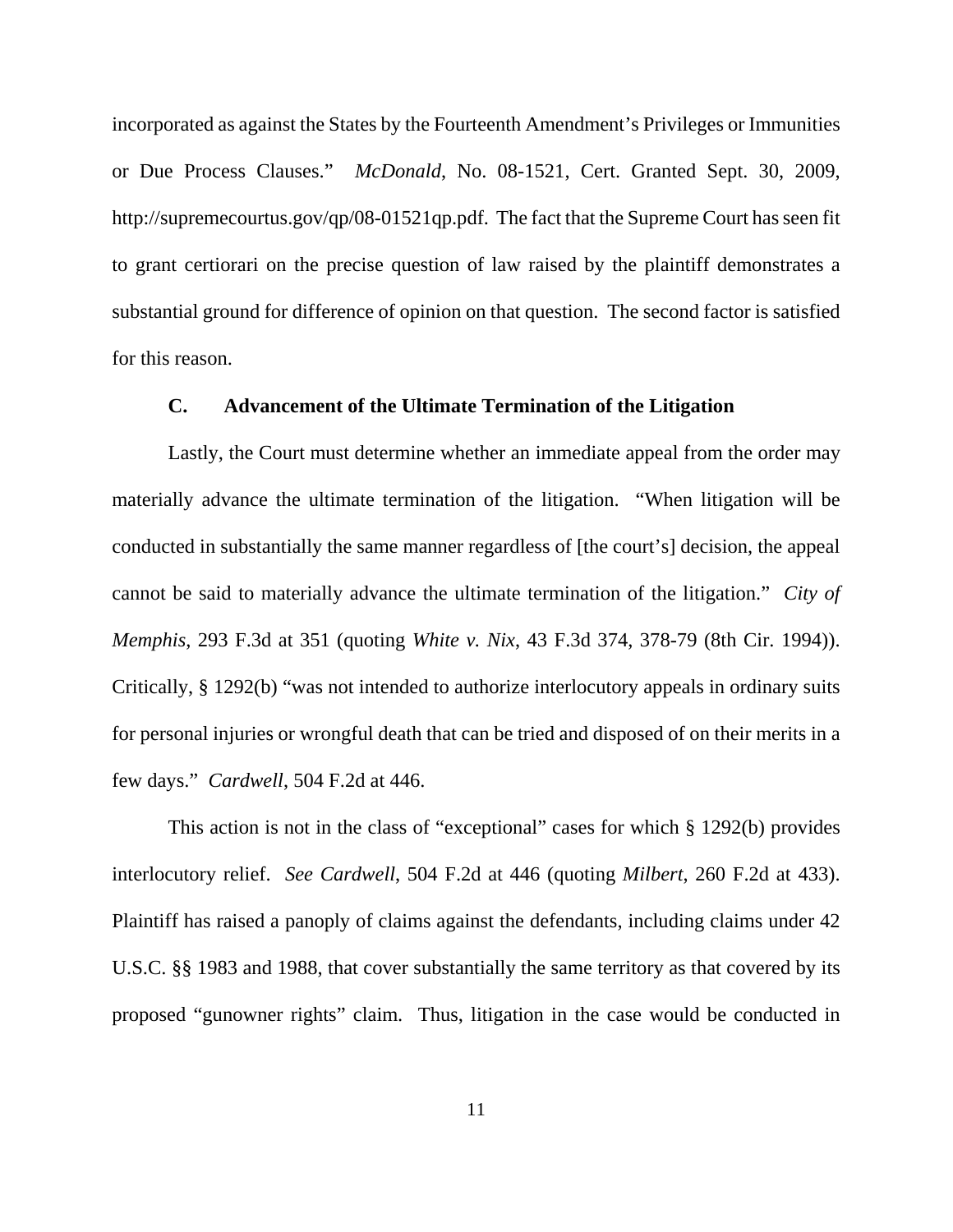incorporated as against the States by the Fourteenth Amendment's Privileges or Immunities or Due Process Clauses." *McDonald*, No. 08-1521, Cert. Granted Sept. 30, 2009, http://supremecourtus.gov/qp/08-01521qp.pdf. The fact that the Supreme Court has seen fit to grant certiorari on the precise question of law raised by the plaintiff demonstrates a substantial ground for difference of opinion on that question. The second factor is satisfied for this reason.

### C. Advancement of the Ultimate Termination of the Litigation

Lastly, the Court must determine whether an immediate appeal from the order may materially advance the ultimate termination of the litigation. "When litigation will be conducted in substantially the same manner regardless of [the court's] decision, the appeal cannot be said to materially advance the ultimate termination of the litigation." *City of Memphis*, 293 F.3d at 351 (quoting *White v. Nix*, 43 F.3d 374, 378-79 (8th Cir. 1994)). Critically, § 1292(b) "was not intended to authorize interlocutory appeals in ordinary suits for personal injuries or wrongful death that can be tried and disposed of on their merits in a few days." *Cardwell*, 504 F.2d at 446.

This action is not in the class of "exceptional" cases for which § 1292(b) provides interlocutory relief. *See Cardwell*, 504 F.2d at 446 (quoting *Milbert*, 260 F.2d at 433). Plaintiff has raised a panoply of claims against the defendants, including claims under 42 U.S.C. §§ 1983 and 1988, that cover substantially the same territory as that covered by its proposed "gunowner rights" claim. Thus, litigation in the case would be conducted in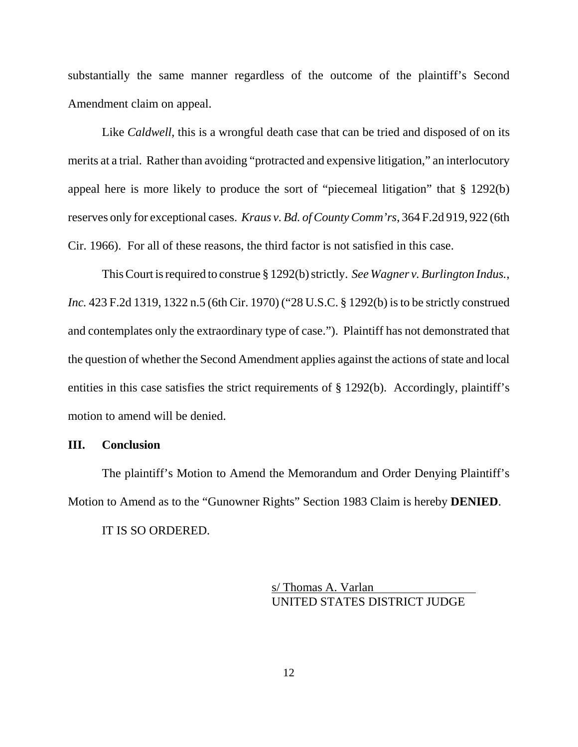substantially the same manner regardless of the outcome of the plaintiff's Second Amendment claim on appeal.

Like *Caldwell*, this is a wrongful death case that can be tried and disposed of on its merits at a trial. Rather than avoiding "protracted and expensive litigation," an interlocutory appeal here is more likely to produce the sort of "piecemeal litigation" that § 1292(b) reserves only for exceptional cases. *Kraus v. Bd. of County Comm'rs*, 364 F.2d 919, 922 (6th Cir. 1966). For all of these reasons, the third factor is not satisfied in this case.

This Court is required to construe § 1292(b) strictly. *See Wagner v. Burlington Indus., Inc.* 423 F.2d 1319, 1322 n.5 (6th Cir. 1970) ("28 U.S.C. § 1292(b) is to be strictly construed and contemplates only the extraordinary type of case."). Plaintiff has not demonstrated that the question of whether the Second Amendment applies against the actions of state and local entities in this case satisfies the strict requirements of § 1292(b). Accordingly, plaintiff's motion to amend will be denied.

## III. Conclusion

The plaintiff's Motion to Amend the Memorandum and Order Denying Plaintiff's Motion to Amend as to the "Gunowner Rights" Section 1983 Claim is hereby **DENIED**.

IT IS SO ORDERED.

s/ Thomas A. Varlan
UNITED STATES DISTRICT JUDGE